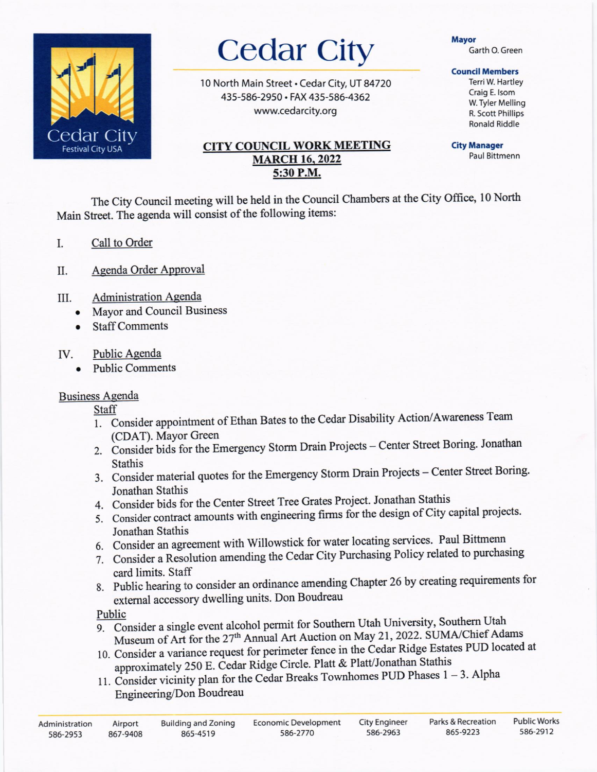# Cedar City

10 North Main Street • Cedar City, UT 84720
435-586-2950 • FAX 435-586-4362
www.cedarcity.org

**Mayor**
Garth O. Green

**Council Members**
Terri W. Hartley
Craig E. Isom
W. Tyler Melling
R. Scott Phillips
Ronald Riddle

**City Manager**
Paul Bittmenn

## CITY COUNCIL WORK MEETING
## MARCH 16, 2022
## 5:30 P.M.

The City Council meeting will be held in the Council Chambers at the City Office, 10 North Main Street. The agenda will consist of the following items:

I. Call to Order

II. Agenda Order Approval

III. Administration Agenda
- Mayor and Council Business
- Staff Comments

IV. Public Agenda
- Public Comments

Business Agenda

Staff

1. Consider appointment of Ethan Bates to the Cedar Disability Action/Awareness Team (CDAT). Mayor Green
2. Consider bids for the Emergency Storm Drain Projects – Center Street Boring. Jonathan Stathis
3. Consider material quotes for the Emergency Storm Drain Projects – Center Street Boring. Jonathan Stathis
4. Consider bids for the Center Street Tree Grates Project. Jonathan Stathis
5. Consider contract amounts with engineering firms for the design of City capital projects. Jonathan Stathis
6. Consider an agreement with Willowstick for water locating services. Paul Bittmenn
7. Consider a Resolution amending the Cedar City Purchasing Policy related to purchasing card limits. Staff
8. Public hearing to consider an ordinance amending Chapter 26 by creating requirements for external accessory dwelling units. Don Boudreau

Public

9. Consider a single event alcohol permit for Southern Utah University, Southern Utah Museum of Art for the 27th Annual Art Auction on May 21, 2022. SUMA/Chief Adams
10. Consider a variance request for perimeter fence in the Cedar Ridge Estates PUD located at approximately 250 E. Cedar Ridge Circle. Platt & Platt/Jonathan Stathis
11. Consider vicinity plan for the Cedar Breaks Townhomes PUD Phases 1 – 3. Alpha Engineering/Don Boudreau

| Administration | Airport | Building and Zoning | Economic Development | City Engineer | Parks & Recreation | Public Works |
|---|---|---|---|---|---|---|
| 586-2953 | 867-9408 | 865-4519 | 586-2770 | 586-2963 | 865-9223 | 586-2912 |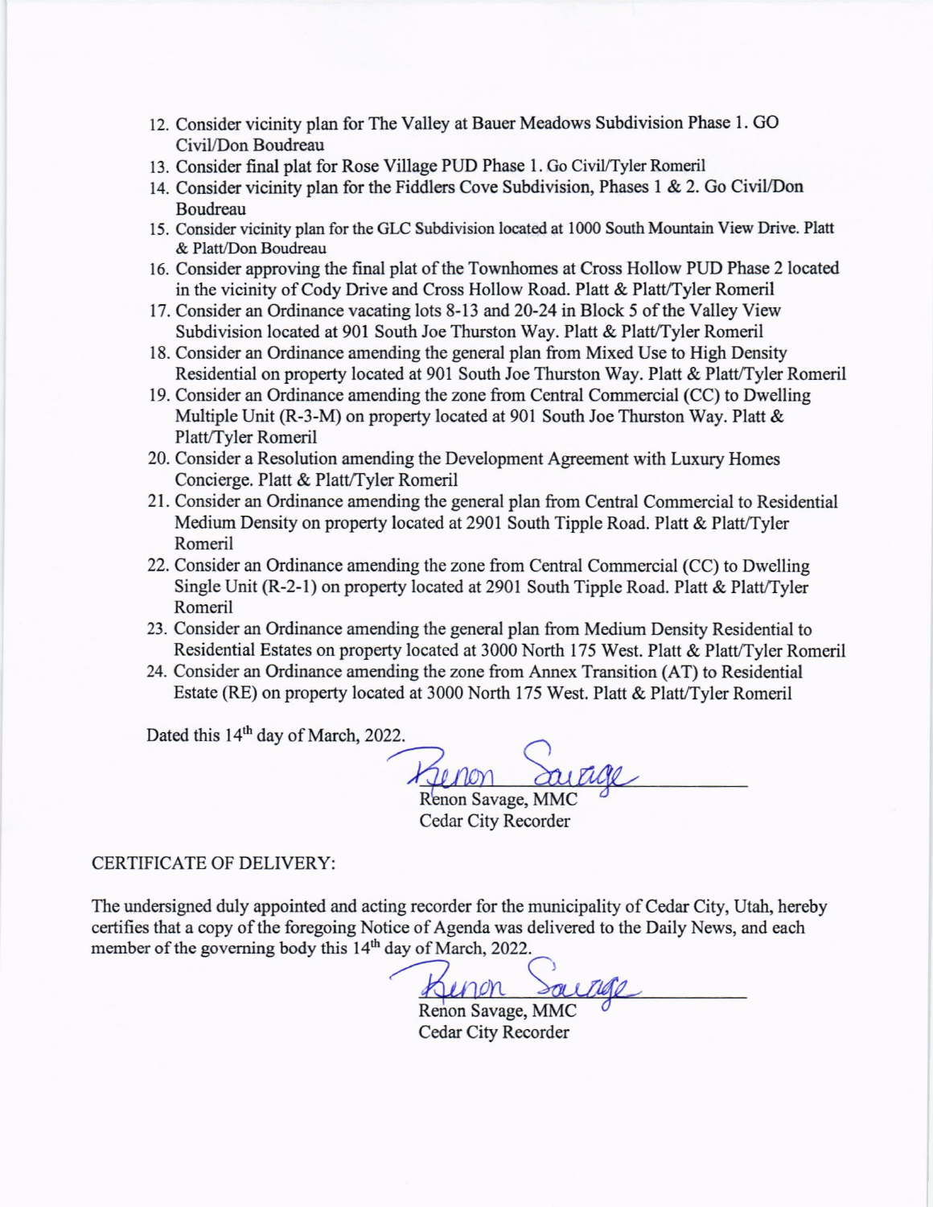12. Consider vicinity plan for The Valley at Bauer Meadows Subdivision Phase 1. GO Civil/Don Boudreau
13. Consider final plat for Rose Village PUD Phase 1. Go Civil/Tyler Romeril
14. Consider vicinity plan for the Fiddlers Cove Subdivision, Phases 1 & 2. Go Civil/Don Boudreau
15. Consider vicinity plan for the GLC Subdivision located at 1000 South Mountain View Drive. Platt & Platt/Don Boudreau
16. Consider approving the final plat of the Townhomes at Cross Hollow PUD Phase 2 located in the vicinity of Cody Drive and Cross Hollow Road. Platt & Platt/Tyler Romeril
17. Consider an Ordinance vacating lots 8-13 and 20-24 in Block 5 of the Valley View Subdivision located at 901 South Joe Thurston Way. Platt & Platt/Tyler Romeril
18. Consider an Ordinance amending the general plan from Mixed Use to High Density Residential on property located at 901 South Joe Thurston Way. Platt & Platt/Tyler Romeril
19. Consider an Ordinance amending the zone from Central Commercial (CC) to Dwelling Multiple Unit (R-3-M) on property located at 901 South Joe Thurston Way. Platt & Platt/Tyler Romeril
20. Consider a Resolution amending the Development Agreement with Luxury Homes Concierge. Platt & Platt/Tyler Romeril
21. Consider an Ordinance amending the general plan from Central Commercial to Residential Medium Density on property located at 2901 South Tipple Road. Platt & Platt/Tyler Romeril
22. Consider an Ordinance amending the zone from Central Commercial (CC) to Dwelling Single Unit (R-2-1) on property located at 2901 South Tipple Road. Platt & Platt/Tyler Romeril
23. Consider an Ordinance amending the general plan from Medium Density Residential to Residential Estates on property located at 3000 North 175 West. Platt & Platt/Tyler Romeril
24. Consider an Ordinance amending the zone from Annex Transition (AT) to Residential Estate (RE) on property located at 3000 North 175 West. Platt & Platt/Tyler Romeril

Dated this 14th day of March, 2022.

Renon Savage

Renon Savage, MMC
Cedar City Recorder

CERTIFICATE OF DELIVERY:

The undersigned duly appointed and acting recorder for the municipality of Cedar City, Utah, hereby certifies that a copy of the foregoing Notice of Agenda was delivered to the Daily News, and each member of the governing body this 14th day of March, 2022.

Renon Savage

Renon Savage, MMC
Cedar City Recorder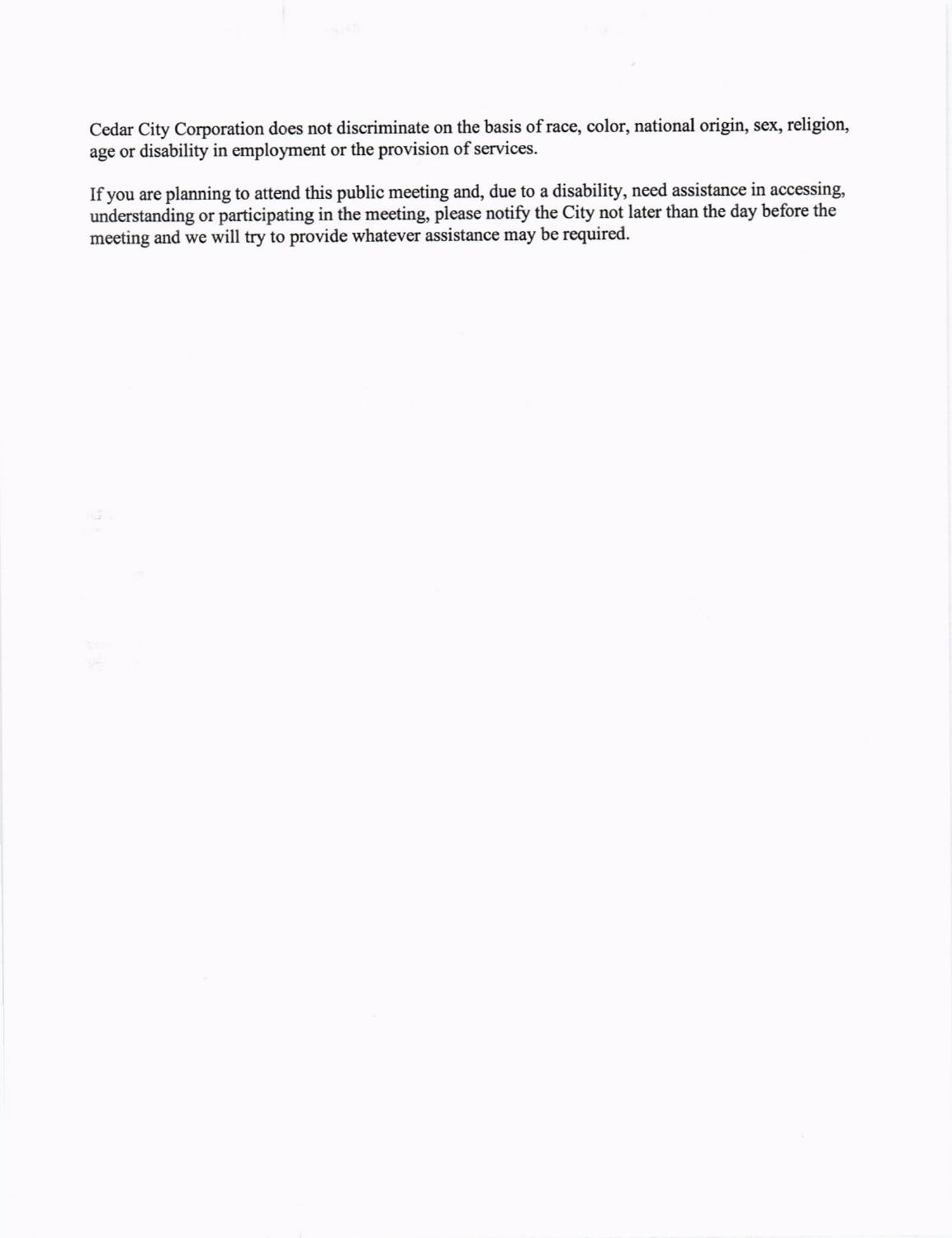Cedar City Corporation does not discriminate on the basis of race, color, national origin, sex, religion, age or disability in employment or the provision of services.

If you are planning to attend this public meeting and, due to a disability, need assistance in accessing, understanding or participating in the meeting, please notify the City not later than the day before the meeting and we will try to provide whatever assistance may be required.